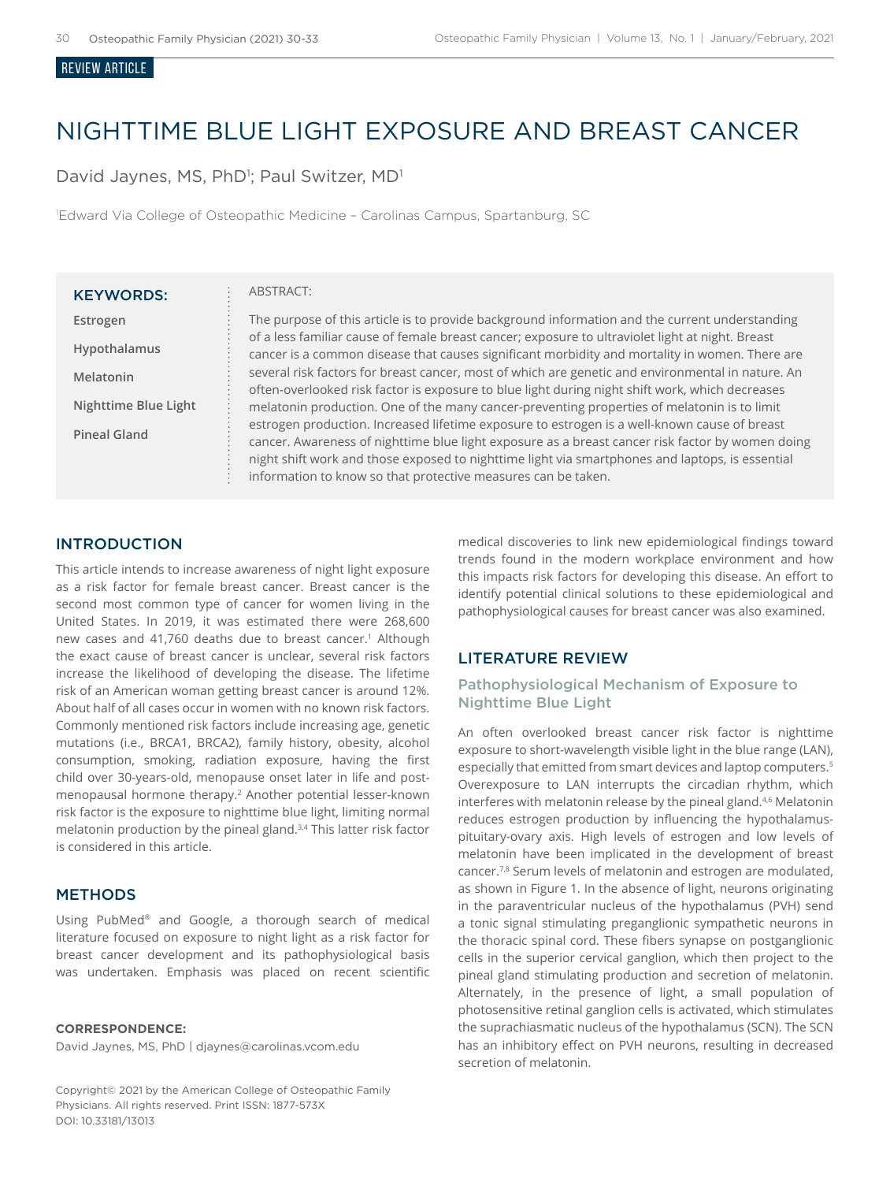REVIEW ARTICLE

# NIGHTTIME BLUE LIGHT EXPOSURE AND BREAST CANCER

David Jaynes, MS, PhD[1]; Paul Switzer, MD[1]

[1]Edward Via College of Osteopathic Medicine – Carolinas Campus, Spartanburg, SC

**KEYWORDS:**

Estrogen

Hypothalamus

Melatonin

Nighttime Blue Light

Pineal Gland

ABSTRACT:

The purpose of this article is to provide background information and the current understanding of a less familiar cause of female breast cancer; exposure to ultraviolet light at night. Breast cancer is a common disease that causes significant morbidity and mortality in women. There are several risk factors for breast cancer, most of which are genetic and environmental in nature. An often-overlooked risk factor is exposure to blue light during night shift work, which decreases melatonin production. One of the many cancer-preventing properties of melatonin is to limit estrogen production. Increased lifetime exposure to estrogen is a well-known cause of breast cancer. Awareness of nighttime blue light exposure as a breast cancer risk factor by women doing night shift work and those exposed to nighttime light via smartphones and laptops, is essential information to know so that protective measures can be taken.

## INTRODUCTION

This article intends to increase awareness of night light exposure as a risk factor for female breast cancer. Breast cancer is the second most common type of cancer for women living in the United States. In 2019, it was estimated there were 268,600 new cases and 41,760 deaths due to breast cancer.[1] Although the exact cause of breast cancer is unclear, several risk factors increase the likelihood of developing the disease. The lifetime risk of an American woman getting breast cancer is around 12%. About half of all cases occur in women with no known risk factors. Commonly mentioned risk factors include increasing age, genetic mutations (i.e., BRCA1, BRCA2), family history, obesity, alcohol consumption, smoking, radiation exposure, having the first child over 30-years-old, menopause onset later in life and post-menopausal hormone therapy.[2] Another potential lesser-known risk factor is the exposure to nighttime blue light, limiting normal melatonin production by the pineal gland.[3,4] This latter risk factor is considered in this article.

## METHODS

Using PubMed® and Google, a thorough search of medical literature focused on exposure to night light as a risk factor for breast cancer development and its pathophysiological basis was undertaken. Emphasis was placed on recent scientific medical discoveries to link new epidemiological findings toward trends found in the modern workplace environment and how this impacts risk factors for developing this disease. An effort to identify potential clinical solutions to these epidemiological and pathophysiological causes for breast cancer was also examined.

## LITERATURE REVIEW

### Pathophysiological Mechanism of Exposure to Nighttime Blue Light

An often overlooked breast cancer risk factor is nighttime exposure to short-wavelength visible light in the blue range (LAN), especially that emitted from smart devices and laptop computers.[5] Overexposure to LAN interrupts the circadian rhythm, which interferes with melatonin release by the pineal gland.[4,6] Melatonin reduces estrogen production by influencing the hypothalamus-pituitary-ovary axis. High levels of estrogen and low levels of melatonin have been implicated in the development of breast cancer.[7,8] Serum levels of melatonin and estrogen are modulated, as shown in Figure 1. In the absence of light, neurons originating in the paraventricular nucleus of the hypothalamus (PVH) send a tonic signal stimulating preganglionic sympathetic neurons in the thoracic spinal cord. These fibers synapse on postganglionic cells in the superior cervical ganglion, which then project to the pineal gland stimulating production and secretion of melatonin. Alternately, in the presence of light, a small population of photosensitive retinal ganglion cells is activated, which stimulates the suprachiasmatic nucleus of the hypothalamus (SCN). The SCN has an inhibitory effect on PVH neurons, resulting in decreased secretion of melatonin.

**CORRESPONDENCE:**
David Jaynes, MS, PhD | djaynes@carolinas.vcom.edu

Copyright© 2021 by the American College of Osteopathic Family Physicians. All rights reserved. Print ISSN: 1877-573X
DOI: 10.33181/13013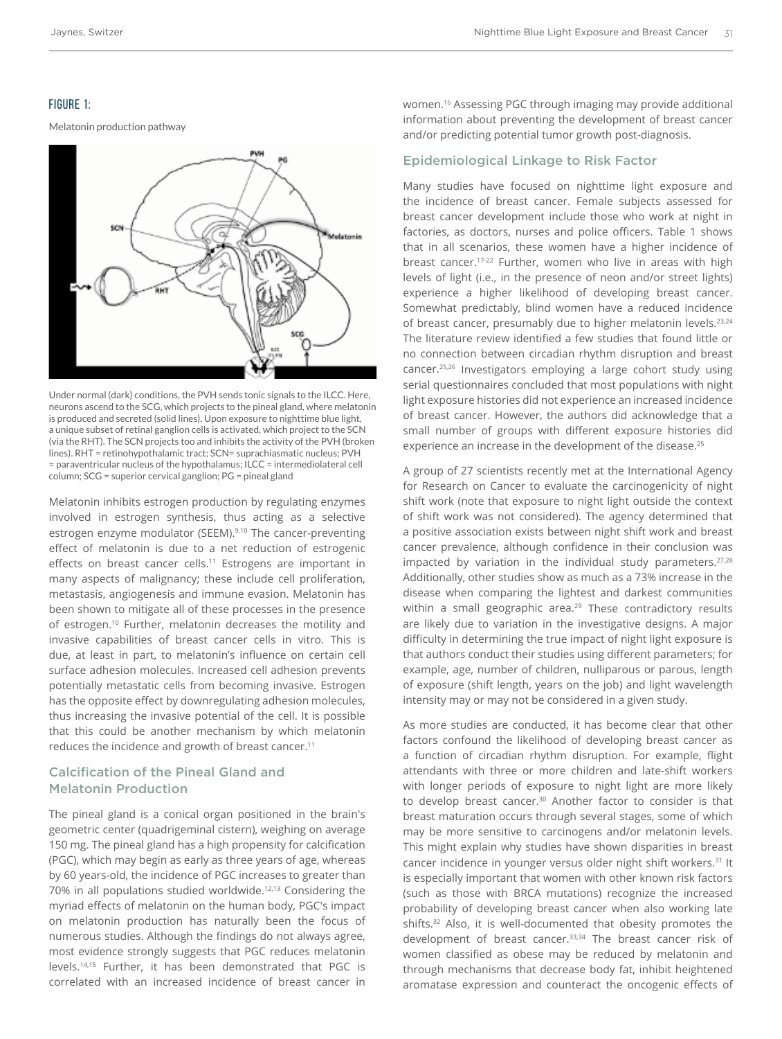## FIGURE 1:

Melatonin production pathway

Under normal (dark) conditions, the PVH sends tonic signals to the ILCC. Here, neurons ascend to the SCG, which projects to the pineal gland, where melatonin is produced and secreted (solid lines). Upon exposure to nighttime blue light, a unique subset of retinal ganglion cells is activated, which project to the SCN (via the RHT). The SCN projects too and inhibits the activity of the PVH (broken lines). RHT = retinohypothalamic tract; SCN= suprachiasmatic nucleus; PVH = paraventricular nucleus of the hypothalamus; ILCC = intermediolateral cell column; SCG = superior cervical ganglion; PG = pineal gland

Melatonin inhibits estrogen production by regulating enzymes involved in estrogen synthesis, thus acting as a selective estrogen enzyme modulator (SEEM).[9,10] The cancer-preventing effect of melatonin is due to a net reduction of estrogenic effects on breast cancer cells.[11] Estrogens are important in many aspects of malignancy; these include cell proliferation, metastasis, angiogenesis and immune evasion. Melatonin has been shown to mitigate all of these processes in the presence of estrogen.[10] Further, melatonin decreases the motility and invasive capabilities of breast cancer cells in vitro. This is due, at least in part, to melatonin's influence on certain cell surface adhesion molecules. Increased cell adhesion prevents potentially metastatic cells from becoming invasive. Estrogen has the opposite effect by downregulating adhesion molecules, thus increasing the invasive potential of the cell. It is possible that this could be another mechanism by which melatonin reduces the incidence and growth of breast cancer.[11]

## Calcification of the Pineal Gland and Melatonin Production

The pineal gland is a conical organ positioned in the brain's geometric center (quadrigeminal cistern), weighing on average 150 mg. The pineal gland has a high propensity for calcification (PGC), which may begin as early as three years of age, whereas by 60 years-old, the incidence of PGC increases to greater than 70% in all populations studied worldwide.[12,13] Considering the myriad effects of melatonin on the human body, PGC's impact on melatonin production has naturally been the focus of numerous studies. Although the findings do not always agree, most evidence strongly suggests that PGC reduces melatonin levels.[14,15] Further, it has been demonstrated that PGC is correlated with an increased incidence of breast cancer in women.[16] Assessing PGC through imaging may provide additional information about preventing the development of breast cancer and/or predicting potential tumor growth post-diagnosis.

## Epidemiological Linkage to Risk Factor

Many studies have focused on nighttime light exposure and the incidence of breast cancer. Female subjects assessed for breast cancer development include those who work at night in factories, as doctors, nurses and police officers. Table 1 shows that in all scenarios, these women have a higher incidence of breast cancer.[17-22] Further, women who live in areas with high levels of light (i.e., in the presence of neon and/or street lights) experience a higher likelihood of developing breast cancer. Somewhat predictably, blind women have a reduced incidence of breast cancer, presumably due to higher melatonin levels.[23,24] The literature review identified a few studies that found little or no connection between circadian rhythm disruption and breast cancer.[25,26] Investigators employing a large cohort study using serial questionnaires concluded that most populations with night light exposure histories did not experience an increased incidence of breast cancer. However, the authors did acknowledge that a small number of groups with different exposure histories did experience an increase in the development of the disease.[25]

A group of 27 scientists recently met at the International Agency for Research on Cancer to evaluate the carcinogenicity of night shift work (note that exposure to night light outside the context of shift work was not considered). The agency determined that a positive association exists between night shift work and breast cancer prevalence, although confidence in their conclusion was impacted by variation in the individual study parameters.[27,28] Additionally, other studies show as much as a 73% increase in the disease when comparing the lightest and darkest communities within a small geographic area.[29] These contradictory results are likely due to variation in the investigative designs. A major difficulty in determining the true impact of night light exposure is that authors conduct their studies using different parameters; for example, age, number of children, nulliparous or parous, length of exposure (shift length, years on the job) and light wavelength intensity may or may not be considered in a given study.

As more studies are conducted, it has become clear that other factors confound the likelihood of developing breast cancer as a function of circadian rhythm disruption. For example, flight attendants with three or more children and late-shift workers with longer periods of exposure to night light are more likely to develop breast cancer.[30] Another factor to consider is that breast maturation occurs through several stages, some of which may be more sensitive to carcinogens and/or melatonin levels. This might explain why studies have shown disparities in breast cancer incidence in younger versus older night shift workers.[31] It is especially important that women with other known risk factors (such as those with BRCA mutations) recognize the increased probability of developing breast cancer when also working late shifts.[32] Also, it is well-documented that obesity promotes the development of breast cancer.[33,34] The breast cancer risk of women classified as obese may be reduced by melatonin and through mechanisms that decrease body fat, inhibit heightened aromatase expression and counteract the oncogenic effects of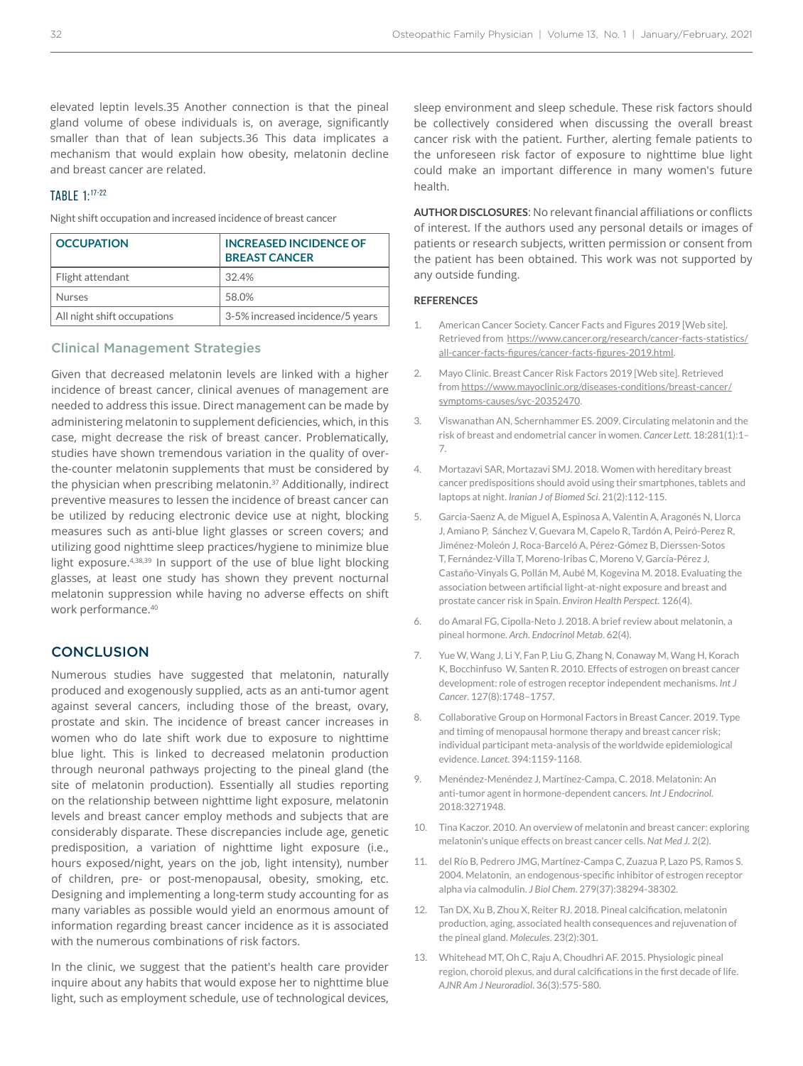elevated leptin levels.35 Another connection is that the pineal gland volume of obese individuals is, on average, significantly smaller than that of lean subjects.36 This data implicates a mechanism that would explain how obesity, melatonin decline and breast cancer are related.

## TABLE 1:[17-22]

Night shift occupation and increased incidence of breast cancer

| OCCUPATION | INCREASED INCIDENCE OF BREAST CANCER |
|---|---|
| Flight attendant | 32.4% |
| Nurses | 58.0% |
| All night shift occupations | 3-5% increased incidence/5 years |

### Clinical Management Strategies

Given that decreased melatonin levels are linked with a higher incidence of breast cancer, clinical avenues of management are needed to address this issue. Direct management can be made by administering melatonin to supplement deficiencies, which, in this case, might decrease the risk of breast cancer. Problematically, studies have shown tremendous variation in the quality of over-the-counter melatonin supplements that must be considered by the physician when prescribing melatonin.[37] Additionally, indirect preventive measures to lessen the incidence of breast cancer can be utilized by reducing electronic device use at night, blocking measures such as anti-blue light glasses or screen covers; and utilizing good nighttime sleep practices/hygiene to minimize blue light exposure.[4,38,39] In support of the use of blue light blocking glasses, at least one study has shown they prevent nocturnal melatonin suppression while having no adverse effects on shift work performance.[40]

## CONCLUSION

Numerous studies have suggested that melatonin, naturally produced and exogenously supplied, acts as an anti-tumor agent against several cancers, including those of the breast, ovary, prostate and skin. The incidence of breast cancer increases in women who do late shift work due to exposure to nighttime blue light. This is linked to decreased melatonin production through neuronal pathways projecting to the pineal gland (the site of melatonin production). Essentially all studies reporting on the relationship between nighttime light exposure, melatonin levels and breast cancer employ methods and subjects that are considerably disparate. These discrepancies include age, genetic predisposition, a variation of nighttime light exposure (i.e., hours exposed/night, years on the job, light intensity), number of children, pre- or post-menopausal, obesity, smoking, etc. Designing and implementing a long-term study accounting for as many variables as possible would yield an enormous amount of information regarding breast cancer incidence as it is associated with the numerous combinations of risk factors.

In the clinic, we suggest that the patient's health care provider inquire about any habits that would expose her to nighttime blue light, such as employment schedule, use of technological devices, sleep environment and sleep schedule. These risk factors should be collectively considered when discussing the overall breast cancer risk with the patient. Further, alerting female patients to the unforeseen risk factor of exposure to nighttime blue light could make an important difference in many women's future health.

**AUTHOR DISCLOSURES**: No relevant financial affiliations or conflicts of interest. If the authors used any personal details or images of patients or research subjects, written permission or consent from the patient has been obtained. This work was not supported by any outside funding.

**REFERENCES**

1. American Cancer Society. Cancer Facts and Figures 2019 [Web site]. Retrieved from https://www.cancer.org/research/cancer-facts-statistics/all-cancer-facts-figures/cancer-facts-figures-2019.html.
2. Mayo Clinic. Breast Cancer Risk Factors 2019 [Web site]. Retrieved from https://www.mayoclinic.org/diseases-conditions/breast-cancer/symptoms-causes/syc-20352470.
3. Viswanathan AN, Schernhammer ES. 2009. Circulating melatonin and the risk of breast and endometrial cancer in women. *Cancer Lett*. 18:281(1):1–7.
4. Mortazavi SAR, Mortazavi SMJ. 2018. Women with hereditary breast cancer predispositions should avoid using their smartphones, tablets and laptops at night. *Iranian J of Biomed Sci*. 21(2):112-115.
5. Garcia-Saenz A, de Miguel A, Espinosa A, Valentin A, Aragonés N, Llorca J, Amiano P, Sánchez V, Guevara M, Capelo R, Tardón A, Peiró-Perez R, Jiménez-Moleón J, Roca-Barceló A, Pérez-Gómez B, Dierssen-Sotos T, Fernández-Villa T, Moreno-Iribas C, Moreno V, García-Pérez J, Castaño-Vinyals G, Pollán M, Aubé M, Kogevina M. 2018. Evaluating the association between artificial light-at-night exposure and breast and prostate cancer risk in Spain. *Environ Health Perspect*. 126(4).
6. do Amaral FG, Cipolla-Neto J. 2018. A brief review about melatonin, a pineal hormone. *Arch. Endocrinol Metab*. 62(4).
7. Yue W, Wang J, Li Y, Fan P, Liu G, Zhang N, Conaway M, Wang H, Korach K, Bocchinfuso W, Santen R. 2010. Effects of estrogen on breast cancer development: role of estrogen receptor independent mechanisms. *Int J Cancer*. 127(8):1748–1757.
8. Collaborative Group on Hormonal Factors in Breast Cancer. 2019. Type and timing of menopausal hormone therapy and breast cancer risk; individual participant meta-analysis of the worldwide epidemiological evidence. *Lancet*. 394:1159-1168.
9. Menéndez-Menéndez J, Martínez-Campa, C. 2018. Melatonin: An anti-tumor agent in hormone-dependent cancers. *Int J Endocrinol*. 2018:3271948.
10. Tina Kaczor. 2010. An overview of melatonin and breast cancer: exploring melatonin's unique effects on breast cancer cells. *Nat Med J*. 2(2).
11. del Río B, Pedrero JMG, Martínez-Campa C, Zuazua P, Lazo PS, Ramos S. 2004. Melatonin, an endogenous-specific inhibitor of estrogen receptor alpha via calmodulin. *J Biol Chem*. 279(37):38294-38302.
12. Tan DX, Xu B, Zhou X, Reiter RJ. 2018. Pineal calcification, melatonin production, aging, associated health consequences and rejuvenation of the pineal gland. *Molecules*. 23(2):301.
13. Whitehead MT, Oh C, Raju A, Choudhri AF. 2015. Physiologic pineal region, choroid plexus, and dural calcifications in the first decade of life. *AJNR Am J Neuroradiol*. 36(3):575-580.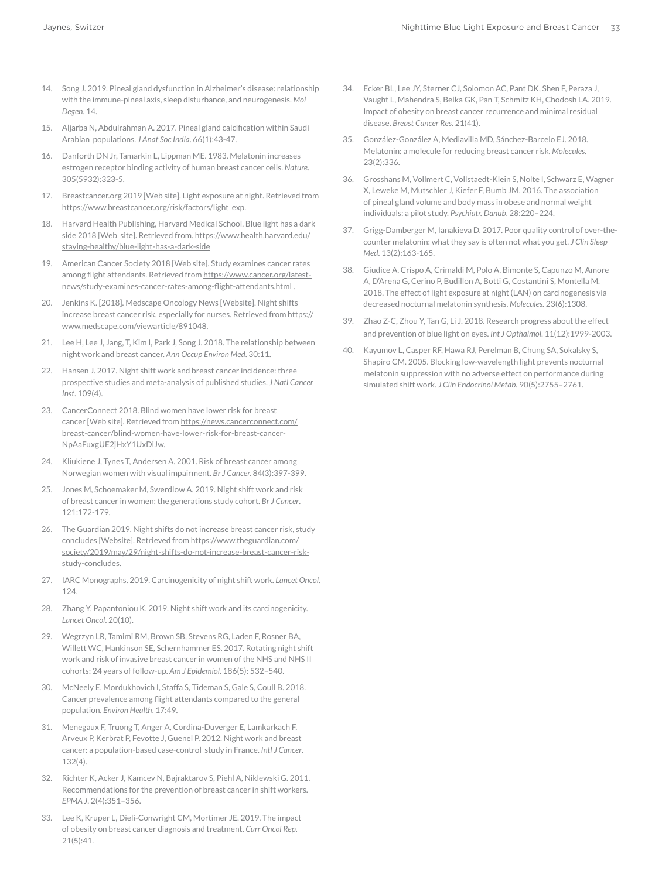14. Song J. 2019. Pineal gland dysfunction in Alzheimer's disease: relationship with the immune-pineal axis, sleep disturbance, and neurogenesis. *Mol Degen*. 14.

15. Aljarba N, Abdulrahman A. 2017. Pineal gland calcification within Saudi Arabian populations. *J Anat Soc India*. 66(1):43-47.

16. Danforth DN Jr, Tamarkin L, Lippman ME. 1983. Melatonin increases estrogen receptor binding activity of human breast cancer cells. *Nature*. 305(5932):323-5.

17. Breastcancer.org 2019 [Web site]. Light exposure at night. Retrieved from https://www.breastcancer.org/risk/factors/light_exp.

18. Harvard Health Publishing, Harvard Medical School. Blue light has a dark side 2018 [Web site]. Retrieved from. https://www.health.harvard.edu/staying-healthy/blue-light-has-a-dark-side

19. American Cancer Society 2018 [Web site]. Study examines cancer rates among flight attendants. Retrieved from https://www.cancer.org/latest-news/study-examines-cancer-rates-among-flight-attendants.html .

20. Jenkins K. [2018]. Medscape Oncology News [Website]. Night shifts increase breast cancer risk, especially for nurses. Retrieved from https://www.medscape.com/viewarticle/891048.

21. Lee H, Lee J, Jang, T, Kim I, Park J, Song J. 2018. The relationship between night work and breast cancer. *Ann Occup Environ Med*. 30:11.

22. Hansen J. 2017. Night shift work and breast cancer incidence: three prospective studies and meta-analysis of published studies. *J Natl Cancer Inst*. 109(4).

23. CancerConnect 2018. Blind women have lower risk for breast cancer [Web site]. Retrieved from https://news.cancerconnect.com/breast-cancer/blind-women-have-lower-risk-for-breast-cancer-NpAaFuxgUE2jHxY1UxDiJw.

24. Kliukiene J, Tynes T, Andersen A. 2001. Risk of breast cancer among Norwegian women with visual impairment. *Br J Cancer*. 84(3):397-399.

25. Jones M, Schoemaker M, Swerdlow A. 2019. Night shift work and risk of breast cancer in women: the generations study cohort. *Br J Cancer*. 121:172-179.

26. The Guardian 2019. Night shifts do not increase breast cancer risk, study concludes [Website]. Retrieved from https://www.theguardian.com/society/2019/may/29/night-shifts-do-not-increase-breast-cancer-risk-study-concludes.

27. IARC Monographs. 2019. Carcinogenicity of night shift work. *Lancet Oncol*. 124.

28. Zhang Y, Papantoniou K. 2019. Night shift work and its carcinogenicity. *Lancet Oncol*. 20(10).

29. Wegrzyn LR, Tamimi RM, Brown SB, Stevens RG, Laden F, Rosner BA, Willett WC, Hankinson SE, Schernhammer ES. 2017. Rotating night shift work and risk of invasive breast cancer in women of the NHS and NHS II cohorts: 24 years of follow-up. *Am J Epidemiol*. 186(5): 532–540.

30. McNeely E, Mordukhovich I, Staffa S, Tideman S, Gale S, Coull B. 2018. Cancer prevalence among flight attendants compared to the general population. *Environ Health*. 17:49.

31. Menegaux F, Truong T, Anger A, Cordina-Duverger E, Lamkarkach F, Arveux P, Kerbrat P, Fevotte J, Guenel P. 2012. Night work and breast cancer: a population-based case-control study in France. *Intl J Cancer*. 132(4).

32. Richter K, Acker J, Kamcev N, Bajraktarov S, Piehl A, Niklewski G. 2011. Recommendations for the prevention of breast cancer in shift workers. *EPMA J*. 2(4):351–356.

33. Lee K, Kruper L, Dieli-Conwright CM, Mortimer JE. 2019. The impact of obesity on breast cancer diagnosis and treatment. *Curr Oncol Rep*. 21(5):41.

34. Ecker BL, Lee JY, Sterner CJ, Solomon AC, Pant DK, Shen F, Peraza J, Vaught L, Mahendra S, Belka GK, Pan T, Schmitz KH, Chodosh LA. 2019. Impact of obesity on breast cancer recurrence and minimal residual disease. *Breast Cancer Res*. 21(41).

35. González-González A, Mediavilla MD, Sánchez-Barcelo EJ. 2018. Melatonin: a molecule for reducing breast cancer risk. *Molecules*. 23(2):336.

36. Grosshans M, Vollmert C, Vollstaedt-Klein S, Nolte I, Schwarz E, Wagner X, Leweke M, Mutschler J, Kiefer F, Bumb JM. 2016. The association of pineal gland volume and body mass in obese and normal weight individuals: a pilot study. *Psychiatr. Danub*. 28:220–224.

37. Grigg-Damberger M, Ianakieva D. 2017. Poor quality control of over-the-counter melatonin: what they say is often not what you get. *J Clin Sleep Med*. 13(2):163-165.

38. Giudice A, Crispo A, Crimaldi M, Polo A, Bimonte S, Capunzo M, Amore A, D'Arena G, Cerino P, Budillon A, Botti G, Costantini S, Montella M. 2018. The effect of light exposure at night (LAN) on carcinogenesis via decreased nocturnal melatonin synthesis. *Molecules*. 23(6):1308.

39. Zhao Z-C, Zhou Y, Tan G, Li J. 2018. Research progress about the effect and prevention of blue light on eyes. *Int J Opthalmol*. 11(12):1999-2003.

40. Kayumov L, Casper RF, Hawa RJ, Perelman B, Chung SA, Sokalsky S, Shapiro CM. 2005. Blocking low-wavelength light prevents nocturnal melatonin suppression with no adverse effect on performance during simulated shift work. *J Clin Endocrinol Metab*. 90(5):2755–2761.